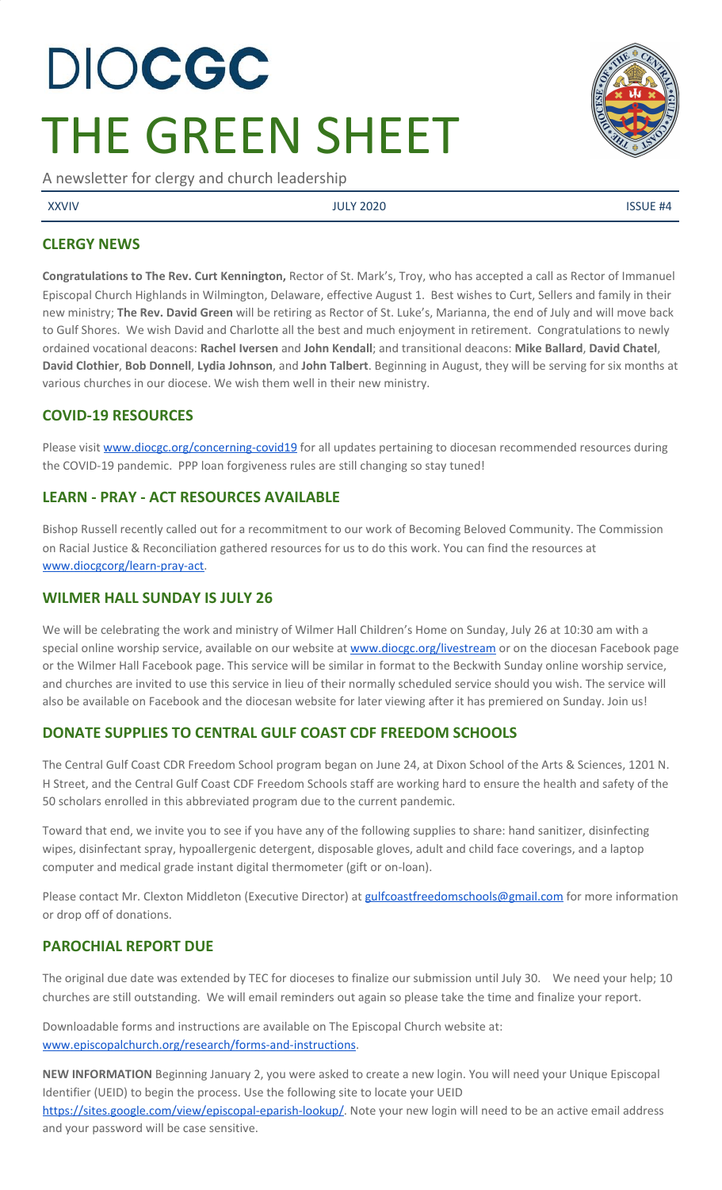# DIOCGC
# THE GREEN SHEET

A newsletter for clergy and church leadership

XXVIV | JULY 2020 | ISSUE #4

## CLERGY NEWS

**Congratulations to The Rev. Curt Kennington,** Rector of St. Mark's, Troy, who has accepted a call as Rector of Immanuel Episcopal Church Highlands in Wilmington, Delaware, effective August 1. Best wishes to Curt, Sellers and family in their new ministry; **The Rev. David Green** will be retiring as Rector of St. Luke's, Marianna, the end of July and will move back to Gulf Shores. We wish David and Charlotte all the best and much enjoyment in retirement. Congratulations to newly ordained vocational deacons: **Rachel Iversen** and **John Kendall**; and transitional deacons: **Mike Ballard**, **David Chatel**, **David Clothier**, **Bob Donnell**, **Lydia Johnson**, and **John Talbert**. Beginning in August, they will be serving for six months at various churches in our diocese. We wish them well in their new ministry.

## COVID-19 RESOURCES

Please visit www.diocgc.org/concerning-covid19 for all updates pertaining to diocesan recommended resources during the COVID-19 pandemic. PPP loan forgiveness rules are still changing so stay tuned!

## LEARN - PRAY - ACT RESOURCES AVAILABLE

Bishop Russell recently called out for a recommitment to our work of Becoming Beloved Community. The Commission on Racial Justice & Reconciliation gathered resources for us to do this work. You can find the resources at www.diocgcorg/learn-pray-act.

## WILMER HALL SUNDAY IS JULY 26

We will be celebrating the work and ministry of Wilmer Hall Children's Home on Sunday, July 26 at 10:30 am with a special online worship service, available on our website at www.diocgc.org/livestream or on the diocesan Facebook page or the Wilmer Hall Facebook page. This service will be similar in format to the Beckwith Sunday online worship service, and churches are invited to use this service in lieu of their normally scheduled service should you wish. The service will also be available on Facebook and the diocesan website for later viewing after it has premiered on Sunday. Join us!

## DONATE SUPPLIES TO CENTRAL GULF COAST CDF FREEDOM SCHOOLS

The Central Gulf Coast CDR Freedom School program began on June 24, at Dixon School of the Arts & Sciences, 1201 N. H Street, and the Central Gulf Coast CDF Freedom Schools staff are working hard to ensure the health and safety of the 50 scholars enrolled in this abbreviated program due to the current pandemic.

Toward that end, we invite you to see if you have any of the following supplies to share: hand sanitizer, disinfecting wipes, disinfectant spray, hypoallergenic detergent, disposable gloves, adult and child face coverings, and a laptop computer and medical grade instant digital thermometer (gift or on-loan).

Please contact Mr. Clexton Middleton (Executive Director) at gulfcoastfreedomschools@gmail.com for more information or drop off of donations.

## PAROCHIAL REPORT DUE

The original due date was extended by TEC for dioceses to finalize our submission until July 30. We need your help; 10 churches are still outstanding. We will email reminders out again so please take the time and finalize your report.

Downloadable forms and instructions are available on The Episcopal Church website at: www.episcopalchurch.org/research/forms-and-instructions.

**NEW INFORMATION** Beginning January 2, you were asked to create a new login. You will need your Unique Episcopal Identifier (UEID) to begin the process. Use the following site to locate your UEID https://sites.google.com/view/episcopal-eparish-lookup/. Note your new login will need to be an active email address and your password will be case sensitive.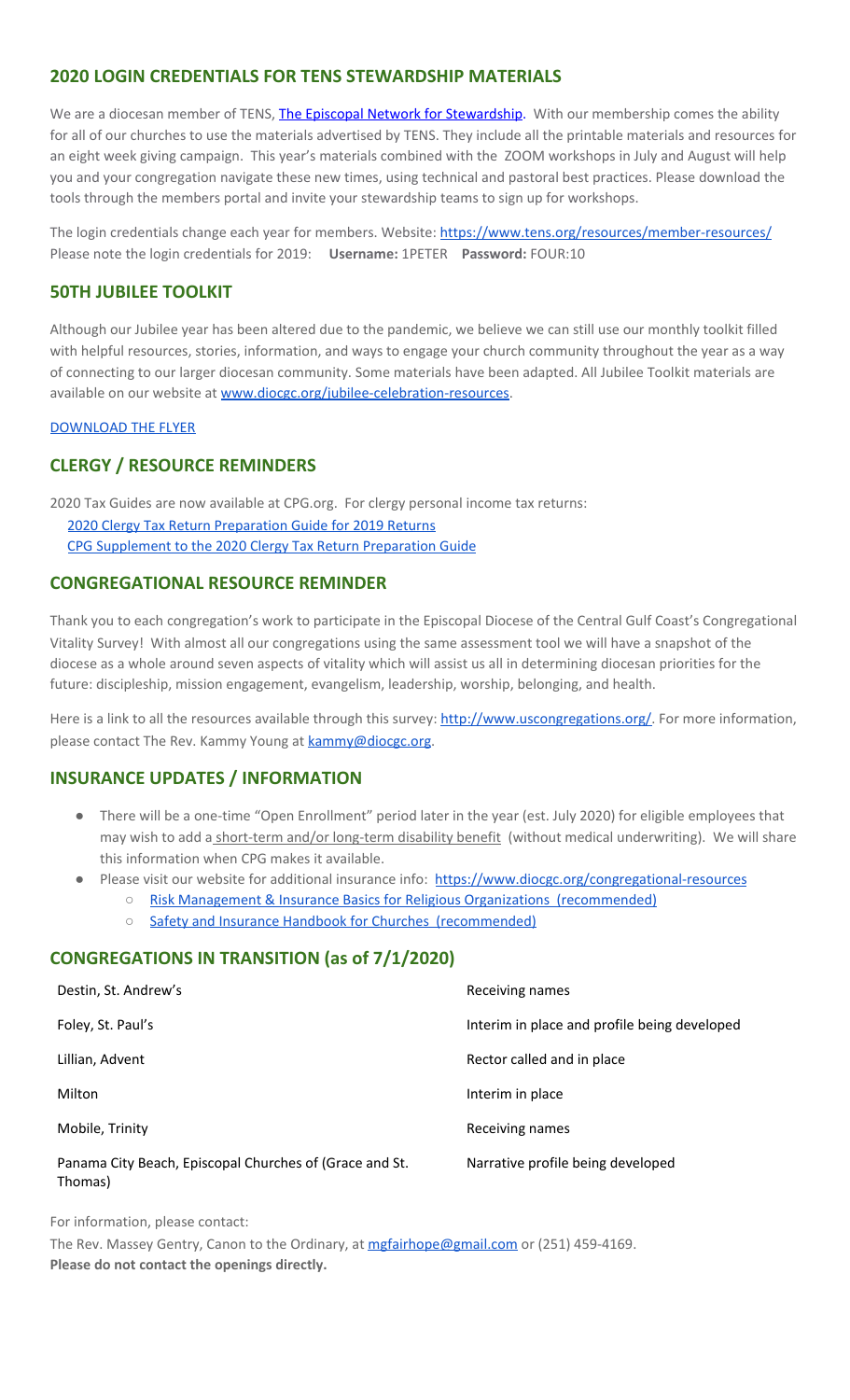## 2020 LOGIN CREDENTIALS FOR TENS STEWARDSHIP MATERIALS

We are a diocesan member of TENS, [The Episcopal Network for Stewardship](#). With our membership comes the ability for all of our churches to use the materials advertised by TENS. They include all the printable materials and resources for an eight week giving campaign. This year's materials combined with the ZOOM workshops in July and August will help you and your congregation navigate these new times, using technical and pastoral best practices. Please download the tools through the members portal and invite your stewardship teams to sign up for workshops.

The login credentials change each year for members. Website: https://www.tens.org/resources/member-resources/
Please note the login credentials for 2019: **Username:** 1PETER **Password:** FOUR:10

## 50TH JUBILEE TOOLKIT

Although our Jubilee year has been altered due to the pandemic, we believe we can still use our monthly toolkit filled with helpful resources, stories, information, and ways to engage your church community throughout the year as a way of connecting to our larger diocesan community. Some materials have been adapted. All Jubilee Toolkit materials are available on our website at www.diocgc.org/jubilee-celebration-resources.

DOWNLOAD THE FLYER

## CLERGY / RESOURCE REMINDERS

2020 Tax Guides are now available at CPG.org. For clergy personal income tax returns:
- 2020 Clergy Tax Return Preparation Guide for 2019 Returns
- CPG Supplement to the 2020 Clergy Tax Return Preparation Guide

## CONGREGATIONAL RESOURCE REMINDER

Thank you to each congregation's work to participate in the Episcopal Diocese of the Central Gulf Coast's Congregational Vitality Survey! With almost all our congregations using the same assessment tool we will have a snapshot of the diocese as a whole around seven aspects of vitality which will assist us all in determining diocesan priorities for the future: discipleship, mission engagement, evangelism, leadership, worship, belonging, and health.

Here is a link to all the resources available through this survey: http://www.uscongregations.org/. For more information, please contact The Rev. Kammy Young at kammy@diocgc.org.

## INSURANCE UPDATES / INFORMATION

- There will be a one-time "Open Enrollment" period later in the year (est. July 2020) for eligible employees that may wish to add a short-term and/or long-term disability benefit (without medical underwriting). We will share this information when CPG makes it available.
- Please visit our website for additional insurance info: https://www.diocgc.org/congregational-resources
  - Risk Management & Insurance Basics for Religious Organizations (recommended)
  - Safety and Insurance Handbook for Churches (recommended)

## CONGREGATIONS IN TRANSITION (as of 7/1/2020)

| | |
|---|---|
| Destin, St. Andrew's | Receiving names |
| Foley, St. Paul's | Interim in place and profile being developed |
| Lillian, Advent | Rector called and in place |
| Milton | Interim in place |
| Mobile, Trinity | Receiving names |
| Panama City Beach, Episcopal Churches of (Grace and St. Thomas) | Narrative profile being developed |

For information, please contact:
The Rev. Massey Gentry, Canon to the Ordinary, at mgfairhope@gmail.com or (251) 459-4169.
**Please do not contact the openings directly.**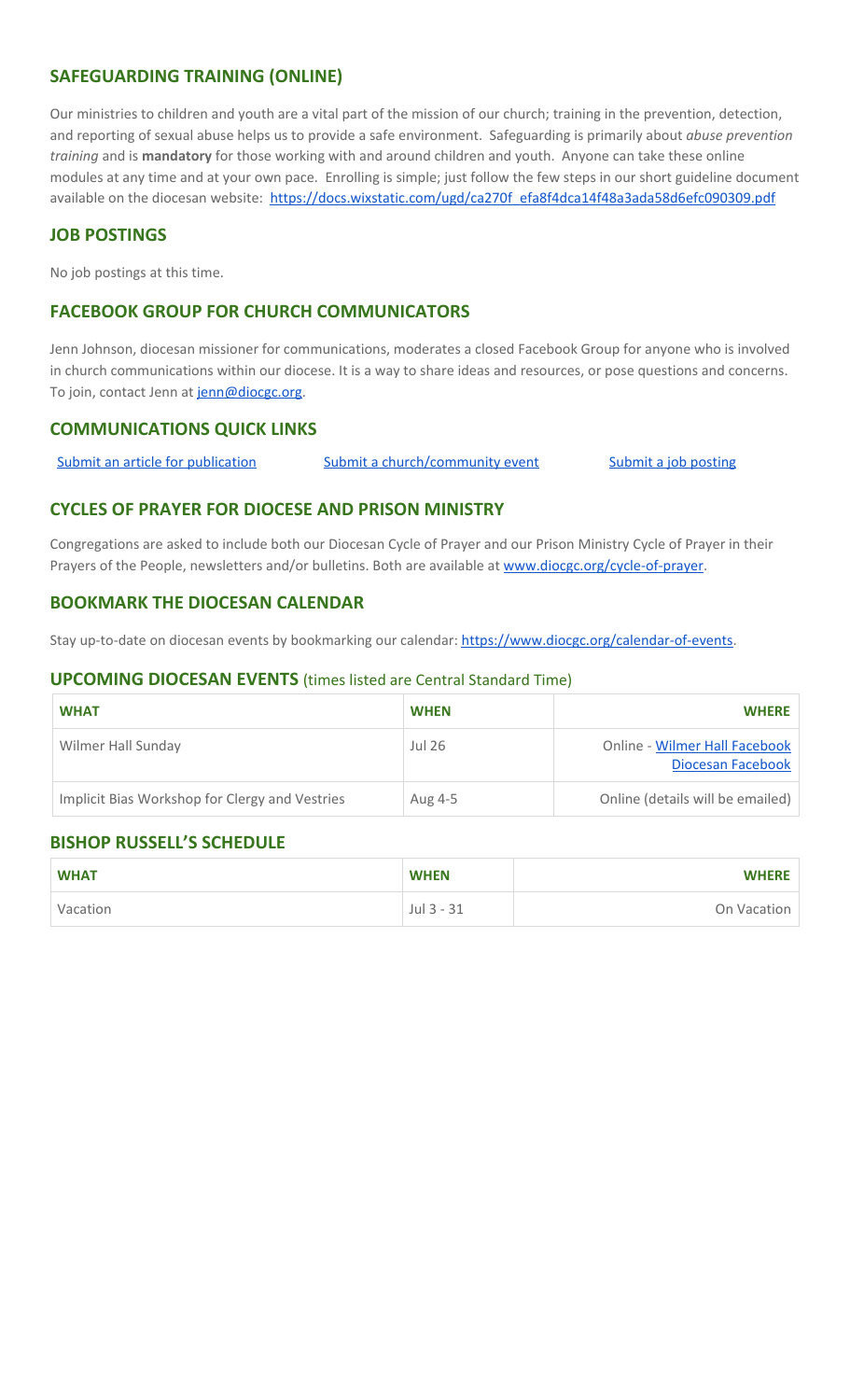## SAFEGUARDING TRAINING (ONLINE)

Our ministries to children and youth are a vital part of the mission of our church; training in the prevention, detection, and reporting of sexual abuse helps us to provide a safe environment. Safeguarding is primarily about *abuse prevention training* and is **mandatory** for those working with and around children and youth. Anyone can take these online modules at any time and at your own pace. Enrolling is simple; just follow the few steps in our short guideline document available on the diocesan website: https://docs.wixstatic.com/ugd/ca270f_efa8f4dca14f48a3ada58d6efc090309.pdf

## JOB POSTINGS

No job postings at this time.

## FACEBOOK GROUP FOR CHURCH COMMUNICATORS

Jenn Johnson, diocesan missioner for communications, moderates a closed Facebook Group for anyone who is involved in church communications within our diocese. It is a way to share ideas and resources, or pose questions and concerns. To join, contact Jenn at jenn@diocgc.org.

## COMMUNICATIONS QUICK LINKS

Submit an article for publication | Submit a church/community event | Submit a job posting

## CYCLES OF PRAYER FOR DIOCESE AND PRISON MINISTRY

Congregations are asked to include both our Diocesan Cycle of Prayer and our Prison Ministry Cycle of Prayer in their Prayers of the People, newsletters and/or bulletins. Both are available at www.diocgc.org/cycle-of-prayer.

## BOOKMARK THE DIOCESAN CALENDAR

Stay up-to-date on diocesan events by bookmarking our calendar: https://www.diocgc.org/calendar-of-events.

## UPCOMING DIOCESAN EVENTS (times listed are Central Standard Time)

| WHAT | WHEN | WHERE |
|---|---|---|
| Wilmer Hall Sunday | Jul 26 | Online - Wilmer Hall Facebook Diocesan Facebook |
| Implicit Bias Workshop for Clergy and Vestries | Aug 4-5 | Online (details will be emailed) |

## BISHOP RUSSELL'S SCHEDULE

| WHAT | WHEN | WHERE |
|---|---|---|
| Vacation | Jul 3 - 31 | On Vacation |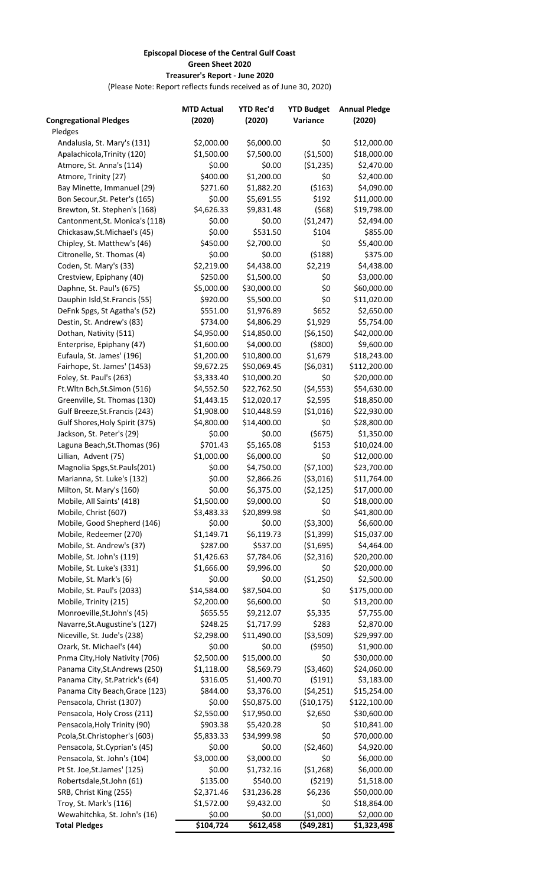**Episcopal Diocese of the Central Gulf Coast**
**Green Sheet 2020**
**Treasurer's Report - June 2020**
(Please Note: Report reflects funds received as of June 30, 2020)

| Congregational Pledges | MTD Actual (2020) | YTD Rec'd (2020) | YTD Budget Variance | Annual Pledge (2020) |
|---|---|---|---|---|
| Pledges | | | | |
| Andalusia, St. Mary's (131) | $2,000.00 | $6,000.00 | $0 | $12,000.00 |
| Apalachicola,Trinity (120) | $1,500.00 | $7,500.00 | ($1,500) | $18,000.00 |
| Atmore, St. Anna's (114) | $0.00 | $0.00 | ($1,235) | $2,470.00 |
| Atmore, Trinity (27) | $400.00 | $1,200.00 | $0 | $2,400.00 |
| Bay Minette, Immanuel (29) | $271.60 | $1,882.20 | ($163) | $4,090.00 |
| Bon Secour,St. Peter's (165) | $0.00 | $5,691.55 | $192 | $11,000.00 |
| Brewton, St. Stephen's (168) | $4,626.33 | $9,831.48 | ($68) | $19,798.00 |
| Cantonment,St. Monica's (118) | $0.00 | $0.00 | ($1,247) | $2,494.00 |
| Chickasaw,St.Michael's (45) | $0.00 | $531.50 | $104 | $855.00 |
| Chipley, St. Matthew's (46) | $450.00 | $2,700.00 | $0 | $5,400.00 |
| Citronelle, St. Thomas (4) | $0.00 | $0.00 | ($188) | $375.00 |
| Coden, St. Mary's (33) | $2,219.00 | $4,438.00 | $2,219 | $4,438.00 |
| Crestview, Epiphany (40) | $250.00 | $1,500.00 | $0 | $3,000.00 |
| Daphne, St. Paul's (675) | $5,000.00 | $30,000.00 | $0 | $60,000.00 |
| Dauphin Isld,St.Francis (55) | $920.00 | $5,500.00 | $0 | $11,020.00 |
| DeFnk Spgs, St Agatha's (52) | $551.00 | $1,976.89 | $652 | $2,650.00 |
| Destin, St. Andrew's (83) | $734.00 | $4,806.29 | $1,929 | $5,754.00 |
| Dothan, Nativity (511) | $4,950.00 | $14,850.00 | ($6,150) | $42,000.00 |
| Enterprise, Epiphany (47) | $1,600.00 | $4,000.00 | ($800) | $9,600.00 |
| Eufaula, St. James' (196) | $1,200.00 | $10,800.00 | $1,679 | $18,243.00 |
| Fairhope, St. James' (1453) | $9,672.25 | $50,069.45 | ($6,031) | $112,200.00 |
| Foley, St. Paul's (263) | $3,333.40 | $10,000.20 | $0 | $20,000.00 |
| Ft.Wltn Bch,St.Simon (516) | $4,552.50 | $22,762.50 | ($4,553) | $54,630.00 |
| Greenville, St. Thomas (130) | $1,443.15 | $12,020.17 | $2,595 | $18,850.00 |
| Gulf Breeze,St.Francis (243) | $1,908.00 | $10,448.59 | ($1,016) | $22,930.00 |
| Gulf Shores,Holy Spirit (375) | $4,800.00 | $14,400.00 | $0 | $28,800.00 |
| Jackson, St. Peter's (29) | $0.00 | $0.00 | ($675) | $1,350.00 |
| Laguna Beach,St.Thomas (96) | $701.43 | $5,165.08 | $153 | $10,024.00 |
| Lillian, Advent (75) | $1,000.00 | $6,000.00 | $0 | $12,000.00 |
| Magnolia Spgs,St.Pauls(201) | $0.00 | $4,750.00 | ($7,100) | $23,700.00 |
| Marianna, St. Luke's (132) | $0.00 | $2,866.26 | ($3,016) | $11,764.00 |
| Milton, St. Mary's (160) | $0.00 | $6,375.00 | ($2,125) | $17,000.00 |
| Mobile, All Saints' (418) | $1,500.00 | $9,000.00 | $0 | $18,000.00 |
| Mobile, Christ (607) | $3,483.33 | $20,899.98 | $0 | $41,800.00 |
| Mobile, Good Shepherd (146) | $0.00 | $0.00 | ($3,300) | $6,600.00 |
| Mobile, Redeemer (270) | $1,149.71 | $6,119.73 | ($1,399) | $15,037.00 |
| Mobile, St. Andrew's (37) | $287.00 | $537.00 | ($1,695) | $4,464.00 |
| Mobile, St. John's (119) | $1,426.63 | $7,784.06 | ($2,316) | $20,200.00 |
| Mobile, St. Luke's (331) | $1,666.00 | $9,996.00 | $0 | $20,000.00 |
| Mobile, St. Mark's (6) | $0.00 | $0.00 | ($1,250) | $2,500.00 |
| Mobile, St. Paul's (2033) | $14,584.00 | $87,504.00 | $0 | $175,000.00 |
| Mobile, Trinity (215) | $2,200.00 | $6,600.00 | $0 | $13,200.00 |
| Monroeville,St.John's (45) | $655.55 | $9,212.07 | $5,335 | $7,755.00 |
| Navarre,St.Augustine's (127) | $248.25 | $1,717.99 | $283 | $2,870.00 |
| Niceville, St. Jude's (238) | $2,298.00 | $11,490.00 | ($3,509) | $29,997.00 |
| Ozark, St. Michael's (44) | $0.00 | $0.00 | ($950) | $1,900.00 |
| Pnma City,Holy Nativity (706) | $2,500.00 | $15,000.00 | $0 | $30,000.00 |
| Panama City,St.Andrews (250) | $1,118.00 | $8,569.79 | ($3,460) | $24,060.00 |
| Panama City, St.Patrick's (64) | $316.05 | $1,400.70 | ($191) | $3,183.00 |
| Panama City Beach,Grace (123) | $844.00 | $3,376.00 | ($4,251) | $15,254.00 |
| Pensacola, Christ (1307) | $0.00 | $50,875.00 | ($10,175) | $122,100.00 |
| Pensacola, Holy Cross (211) | $2,550.00 | $17,950.00 | $2,650 | $30,600.00 |
| Pensacola,Holy Trinity (90) | $903.38 | $5,420.28 | $0 | $10,841.00 |
| Pcola,St.Christopher's (603) | $5,833.33 | $34,999.98 | $0 | $70,000.00 |
| Pensacola, St.Cyprian's (45) | $0.00 | $0.00 | ($2,460) | $4,920.00 |
| Pensacola, St. John's (104) | $3,000.00 | $3,000.00 | $0 | $6,000.00 |
| Pt St. Joe,St.James' (125) | $0.00 | $1,732.16 | ($1,268) | $6,000.00 |
| Robertsdale,St.John (61) | $135.00 | $540.00 | ($219) | $1,518.00 |
| SRB, Christ King (255) | $2,371.46 | $31,236.28 | $6,236 | $50,000.00 |
| Troy, St. Mark's (116) | $1,572.00 | $9,432.00 | $0 | $18,864.00 |
| Wewahitchka, St. John's (16) | $0.00 | $0.00 | ($1,000) | $2,000.00 |
| **Total Pledges** | **$104,724** | **$612,458** | **($49,281)** | **$1,323,498** |